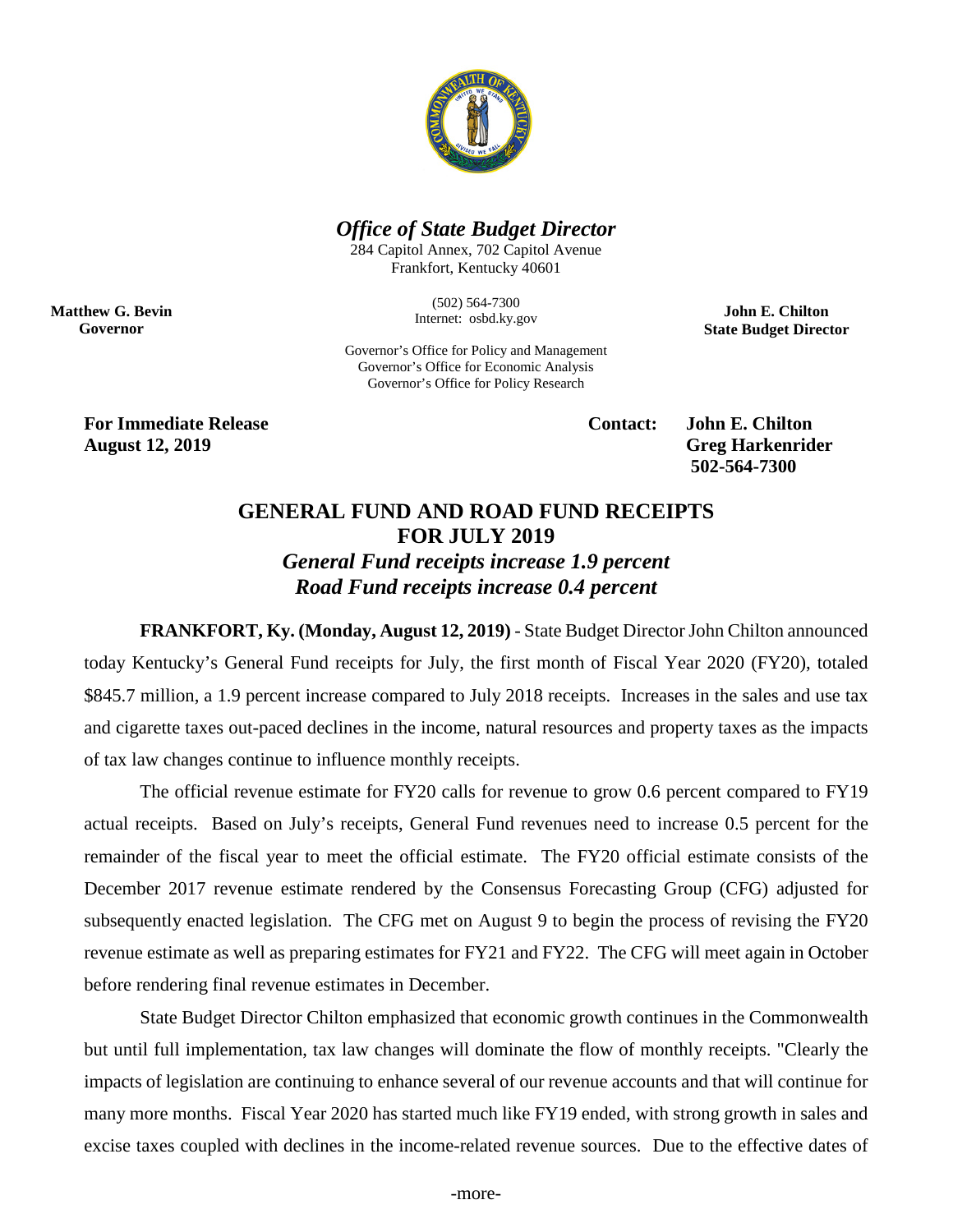*Office of State Budget Director*

284 Capitol Annex, 702 Capitol Avenue
Frankfort, Kentucky 40601

(502) 564-7300
Internet: osbd.ky.gov

Governor's Office for Policy and Management
Governor's Office for Economic Analysis
Governor's Office for Policy Research

**Matthew G. Bevin**
**Governor**

**John E. Chilton**
**State Budget Director**

**For Immediate Release**
**August 12, 2019**

**Contact: John E. Chilton**
**Greg Harkenrider**
**502-564-7300**

# GENERAL FUND AND ROAD FUND RECEIPTS FOR JULY 2019

## *General Fund receipts increase 1.9 percent*
## *Road Fund receipts increase 0.4 percent*

**FRANKFORT, Ky. (Monday, August 12, 2019)** - State Budget Director John Chilton announced today Kentucky's General Fund receipts for July, the first month of Fiscal Year 2020 (FY20), totaled \$845.7 million, a 1.9 percent increase compared to July 2018 receipts. Increases in the sales and use tax and cigarette taxes out-paced declines in the income, natural resources and property taxes as the impacts of tax law changes continue to influence monthly receipts.

The official revenue estimate for FY20 calls for revenue to grow 0.6 percent compared to FY19 actual receipts. Based on July's receipts, General Fund revenues need to increase 0.5 percent for the remainder of the fiscal year to meet the official estimate. The FY20 official estimate consists of the December 2017 revenue estimate rendered by the Consensus Forecasting Group (CFG) adjusted for subsequently enacted legislation. The CFG met on August 9 to begin the process of revising the FY20 revenue estimate as well as preparing estimates for FY21 and FY22. The CFG will meet again in October before rendering final revenue estimates in December.

State Budget Director Chilton emphasized that economic growth continues in the Commonwealth but until full implementation, tax law changes will dominate the flow of monthly receipts. "Clearly the impacts of legislation are continuing to enhance several of our revenue accounts and that will continue for many more months. Fiscal Year 2020 has started much like FY19 ended, with strong growth in sales and excise taxes coupled with declines in the income-related revenue sources. Due to the effective dates of

-more-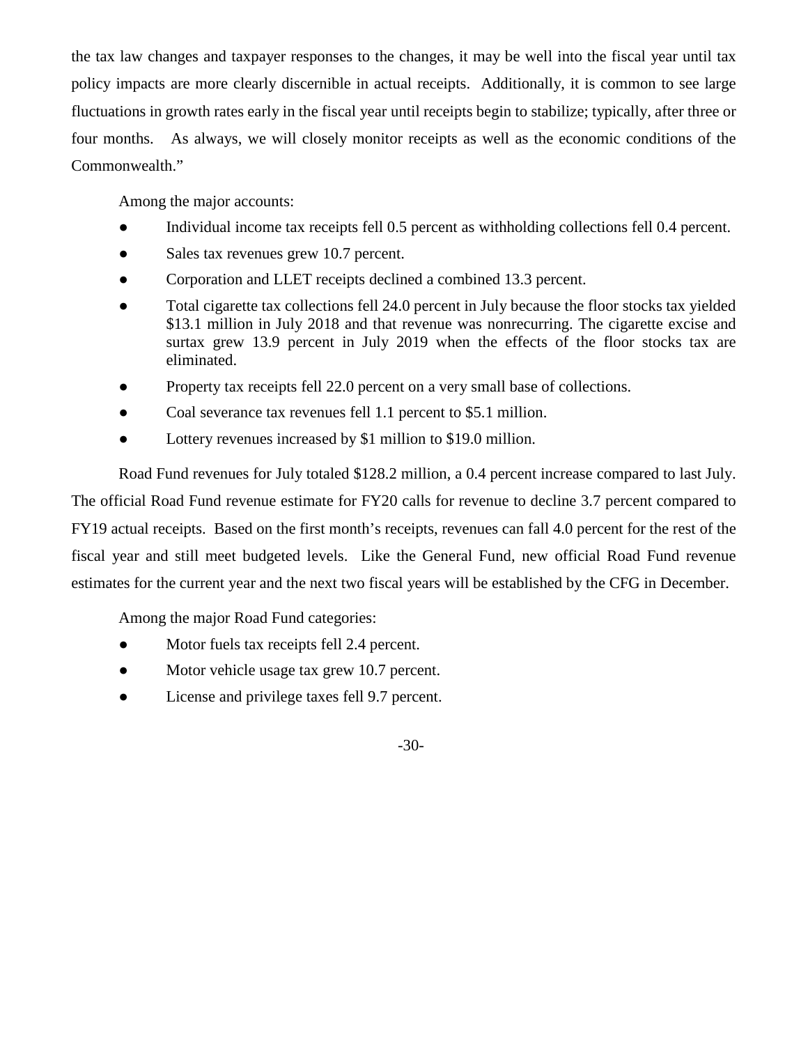the tax law changes and taxpayer responses to the changes, it may be well into the fiscal year until tax policy impacts are more clearly discernible in actual receipts. Additionally, it is common to see large fluctuations in growth rates early in the fiscal year until receipts begin to stabilize; typically, after three or four months. As always, we will closely monitor receipts as well as the economic conditions of the Commonwealth."

Among the major accounts:

- Individual income tax receipts fell 0.5 percent as withholding collections fell 0.4 percent.
- Sales tax revenues grew 10.7 percent.
- Corporation and LLET receipts declined a combined 13.3 percent.
- Total cigarette tax collections fell 24.0 percent in July because the floor stocks tax yielded $13.1 million in July 2018 and that revenue was nonrecurring. The cigarette excise and surtax grew 13.9 percent in July 2019 when the effects of the floor stocks tax are eliminated.
- Property tax receipts fell 22.0 percent on a very small base of collections.
- Coal severance tax revenues fell 1.1 percent to $5.1 million.
- Lottery revenues increased by $1 million to $19.0 million.

Road Fund revenues for July totaled $128.2 million, a 0.4 percent increase compared to last July. The official Road Fund revenue estimate for FY20 calls for revenue to decline 3.7 percent compared to FY19 actual receipts. Based on the first month's receipts, revenues can fall 4.0 percent for the rest of the fiscal year and still meet budgeted levels. Like the General Fund, new official Road Fund revenue estimates for the current year and the next two fiscal years will be established by the CFG in December.

Among the major Road Fund categories:

- Motor fuels tax receipts fell 2.4 percent.
- Motor vehicle usage tax grew 10.7 percent.
- License and privilege taxes fell 9.7 percent.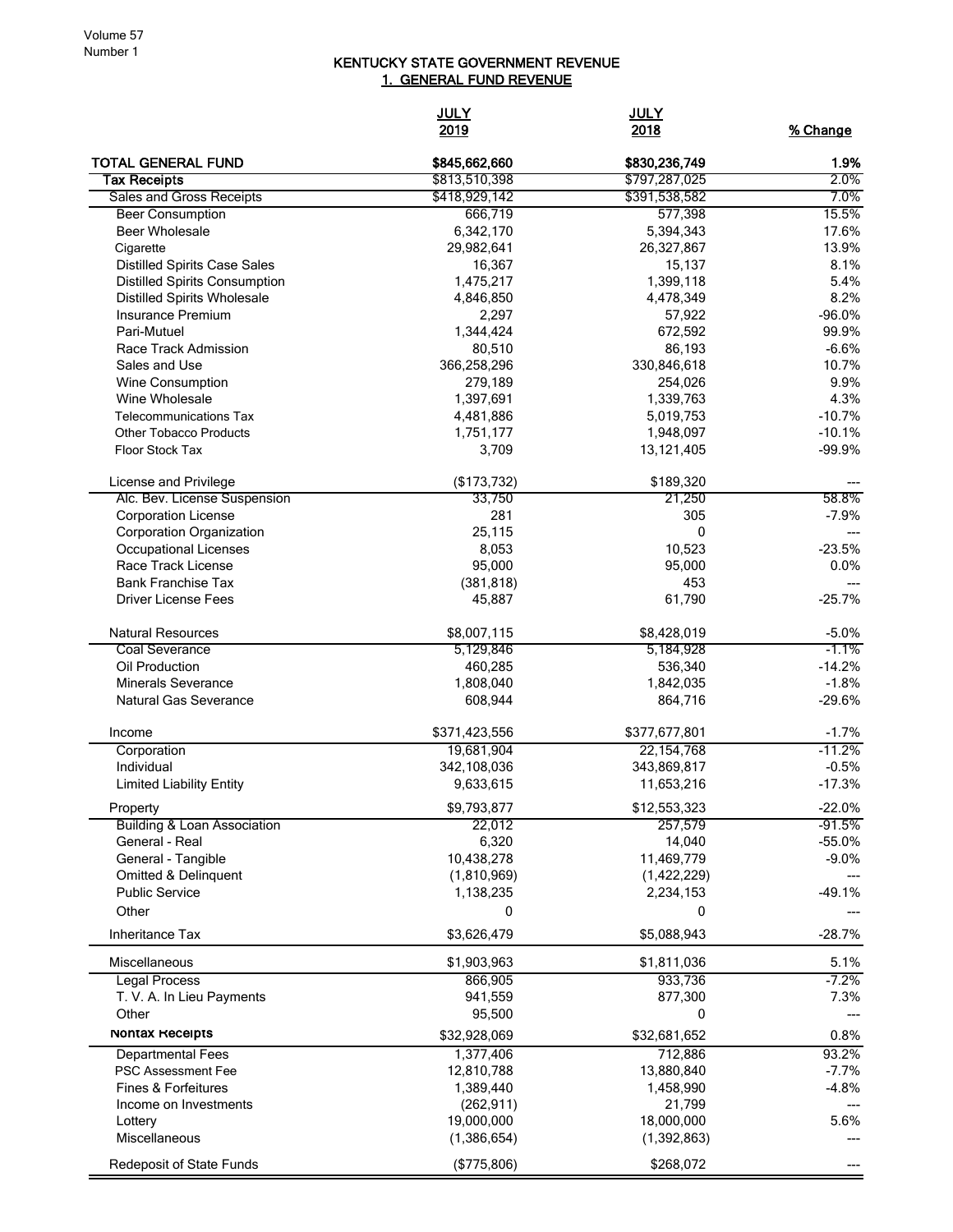# KENTUCKY STATE GOVERNMENT REVENUE

## 1. GENERAL FUND REVENUE

| | JULY 2019 | JULY 2018 | % Change |
|---|---|---|---|
| **TOTAL GENERAL FUND** | **$845,662,660** | **$830,236,749** | **1.9%** |
| **Tax Receipts** | $813,510,398 | $797,287,025 | 2.0% |
| Sales and Gross Receipts | $418,929,142 | $391,538,582 | 7.0% |
| Beer Consumption | 666,719 | 577,398 | 15.5% |
| Beer Wholesale | 6,342,170 | 5,394,343 | 17.6% |
| Cigarette | 29,982,641 | 26,327,867 | 13.9% |
| Distilled Spirits Case Sales | 16,367 | 15,137 | 8.1% |
| Distilled Spirits Consumption | 1,475,217 | 1,399,118 | 5.4% |
| Distilled Spirits Wholesale | 4,846,850 | 4,478,349 | 8.2% |
| Insurance Premium | 2,297 | 57,922 | -96.0% |
| Pari-Mutuel | 1,344,424 | 672,592 | 99.9% |
| Race Track Admission | 80,510 | 86,193 | -6.6% |
| Sales and Use | 366,258,296 | 330,846,618 | 10.7% |
| Wine Consumption | 279,189 | 254,026 | 9.9% |
| Wine Wholesale | 1,397,691 | 1,339,763 | 4.3% |
| Telecommunications Tax | 4,481,886 | 5,019,753 | -10.7% |
| Other Tobacco Products | 1,751,177 | 1,948,097 | -10.1% |
| Floor Stock Tax | 3,709 | 13,121,405 | -99.9% |
| | | | |
| License and Privilege | ($173,732) | $189,320 | --- |
| Alc. Bev. License Suspension | 33,750 | 21,250 | 58.8% |
| Corporation License | 281 | 305 | -7.9% |
| Corporation Organization | 25,115 | 0 | --- |
| Occupational Licenses | 8,053 | 10,523 | -23.5% |
| Race Track License | 95,000 | 95,000 | 0.0% |
| Bank Franchise Tax | (381,818) | 453 | --- |
| Driver License Fees | 45,887 | 61,790 | -25.7% |
| | | | |
| Natural Resources | $8,007,115 | $8,428,019 | -5.0% |
| Coal Severance | 5,129,846 | 5,184,928 | -1.1% |
| Oil Production | 460,285 | 536,340 | -14.2% |
| Minerals Severance | 1,808,040 | 1,842,035 | -1.8% |
| Natural Gas Severance | 608,944 | 864,716 | -29.6% |
| | | | |
| Income | $371,423,556 | $377,677,801 | -1.7% |
| Corporation | 19,681,904 | 22,154,768 | -11.2% |
| Individual | 342,108,036 | 343,869,817 | -0.5% |
| Limited Liability Entity | 9,633,615 | 11,653,216 | -17.3% |
| | | | |
| Property | $9,793,877 | $12,553,323 | -22.0% |
| Building & Loan Association | 22,012 | 257,579 | -91.5% |
| General - Real | 6,320 | 14,040 | -55.0% |
| General - Tangible | 10,438,278 | 11,469,779 | -9.0% |
| Omitted & Delinquent | (1,810,969) | (1,422,229) | --- |
| Public Service | 1,138,235 | 2,234,153 | -49.1% |
| Other | 0 | 0 | --- |
| | | | |
| Inheritance Tax | $3,626,479 | $5,088,943 | -28.7% |
| | | | |
| Miscellaneous | $1,903,963 | $1,811,036 | 5.1% |
| Legal Process | 866,905 | 933,736 | -7.2% |
| T. V. A. In Lieu Payments | 941,559 | 877,300 | 7.3% |
| Other | 95,500 | 0 | --- |
| **Nontax Receipts** | $32,928,069 | $32,681,652 | 0.8% |
| Departmental Fees | 1,377,406 | 712,886 | 93.2% |
| PSC Assessment Fee | 12,810,788 | 13,880,840 | -7.7% |
| Fines & Forfeitures | 1,389,440 | 1,458,990 | -4.8% |
| Income on Investments | (262,911) | 21,799 | --- |
| Lottery | 19,000,000 | 18,000,000 | 5.6% |
| Miscellaneous | (1,386,654) | (1,392,863) | --- |
| | | | |
| Redeposit of State Funds | ($775,806) | $268,072 | --- |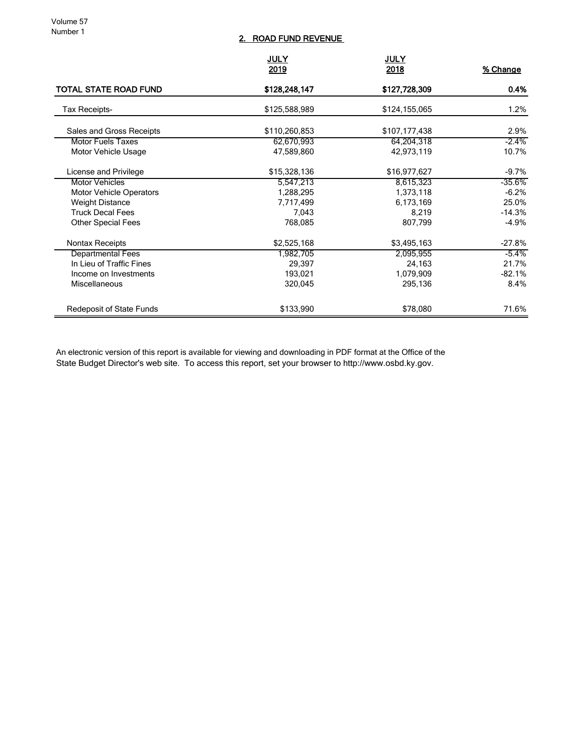## 2. ROAD FUND REVENUE

| | JULY 2019 | JULY 2018 | % Change |
|---|---|---|---|
| **TOTAL STATE ROAD FUND** | **$128,248,147** | **$127,728,309** | **0.4%** |
| Tax Receipts- | $125,588,989 | $124,155,065 | 1.2% |
| Sales and Gross Receipts | $110,260,853 | $107,177,438 | 2.9% |
| Motor Fuels Taxes | 62,670,993 | 64,204,318 | -2.4% |
| Motor Vehicle Usage | 47,589,860 | 42,973,119 | 10.7% |
| License and Privilege | $15,328,136 | $16,977,627 | -9.7% |
| Motor Vehicles | 5,547,213 | 8,615,323 | -35.6% |
| Motor Vehicle Operators | 1,288,295 | 1,373,118 | -6.2% |
| Weight Distance | 7,717,499 | 6,173,169 | 25.0% |
| Truck Decal Fees | 7,043 | 8,219 | -14.3% |
| Other Special Fees | 768,085 | 807,799 | -4.9% |
| Nontax Receipts | $2,525,168 | $3,495,163 | -27.8% |
| Departmental Fees | 1,982,705 | 2,095,955 | -5.4% |
| In Lieu of Traffic Fines | 29,397 | 24,163 | 21.7% |
| Income on Investments | 193,021 | 1,079,909 | -82.1% |
| Miscellaneous | 320,045 | 295,136 | 8.4% |
| Redeposit of State Funds | $133,990 | $78,080 | 71.6% |

An electronic version of this report is available for viewing and downloading in PDF format at the Office of the State Budget Director's web site. To access this report, set your browser to http://www.osbd.ky.gov.